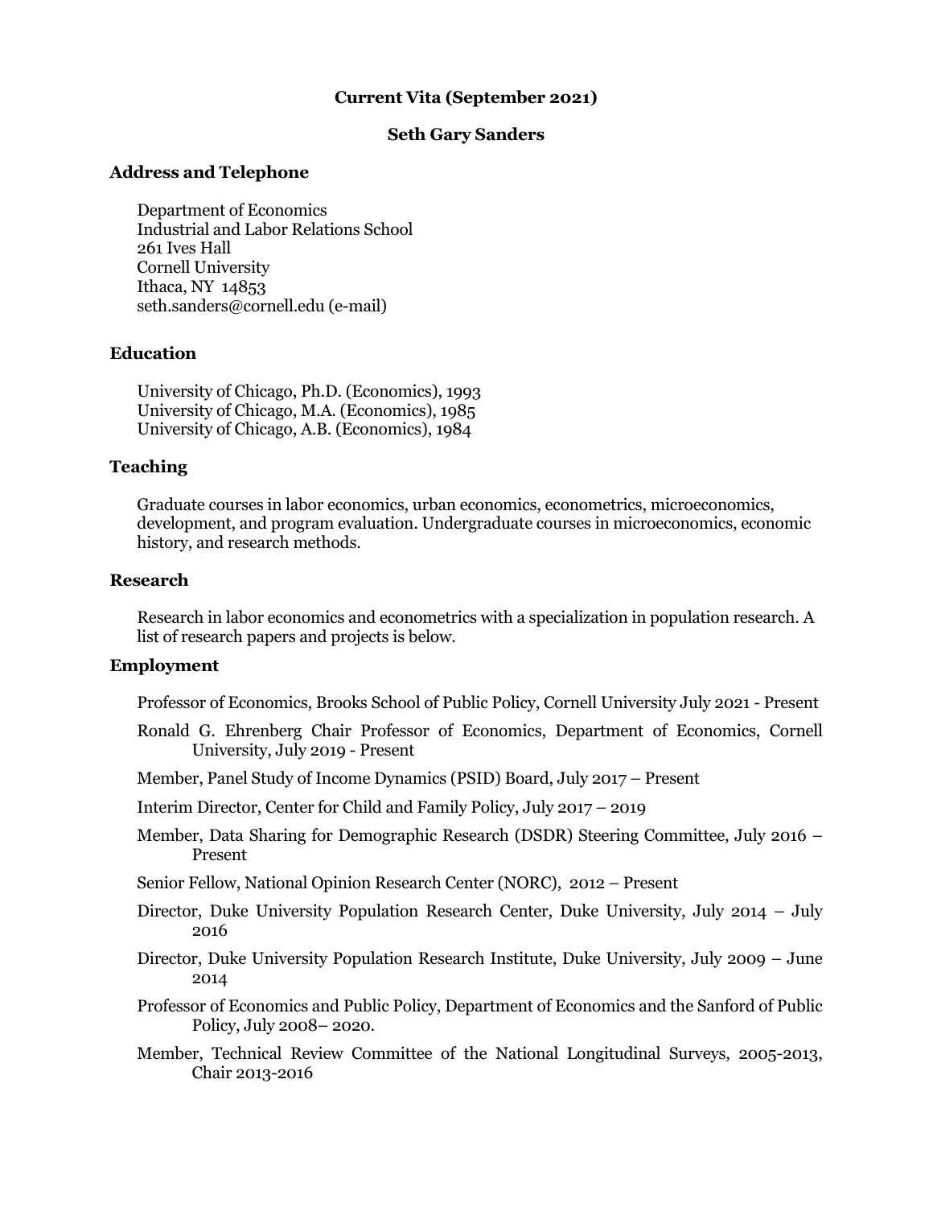**Current Vita (September 2021)**

**Seth Gary Sanders**

## Address and Telephone

Department of Economics
Industrial and Labor Relations School
261 Ives Hall
Cornell University
Ithaca, NY 14853
seth.sanders@cornell.edu (e-mail)

## Education

University of Chicago, Ph.D. (Economics), 1993
University of Chicago, M.A. (Economics), 1985
University of Chicago, A.B. (Economics), 1984

## Teaching

Graduate courses in labor economics, urban economics, econometrics, microeconomics, development, and program evaluation. Undergraduate courses in microeconomics, economic history, and research methods.

## Research

Research in labor economics and econometrics with a specialization in population research. A list of research papers and projects is below.

## Employment

Professor of Economics, Brooks School of Public Policy, Cornell University July 2021 - Present

Ronald G. Ehrenberg Chair Professor of Economics, Department of Economics, Cornell University, July 2019 - Present

Member, Panel Study of Income Dynamics (PSID) Board, July 2017 – Present

Interim Director, Center for Child and Family Policy, July 2017 – 2019

Member, Data Sharing for Demographic Research (DSDR) Steering Committee, July 2016 – Present

Senior Fellow, National Opinion Research Center (NORC), 2012 – Present

Director, Duke University Population Research Center, Duke University, July 2014 – July 2016

Director, Duke University Population Research Institute, Duke University, July 2009 – June 2014

Professor of Economics and Public Policy, Department of Economics and the Sanford of Public Policy, July 2008– 2020.

Member, Technical Review Committee of the National Longitudinal Surveys, 2005-2013, Chair 2013-2016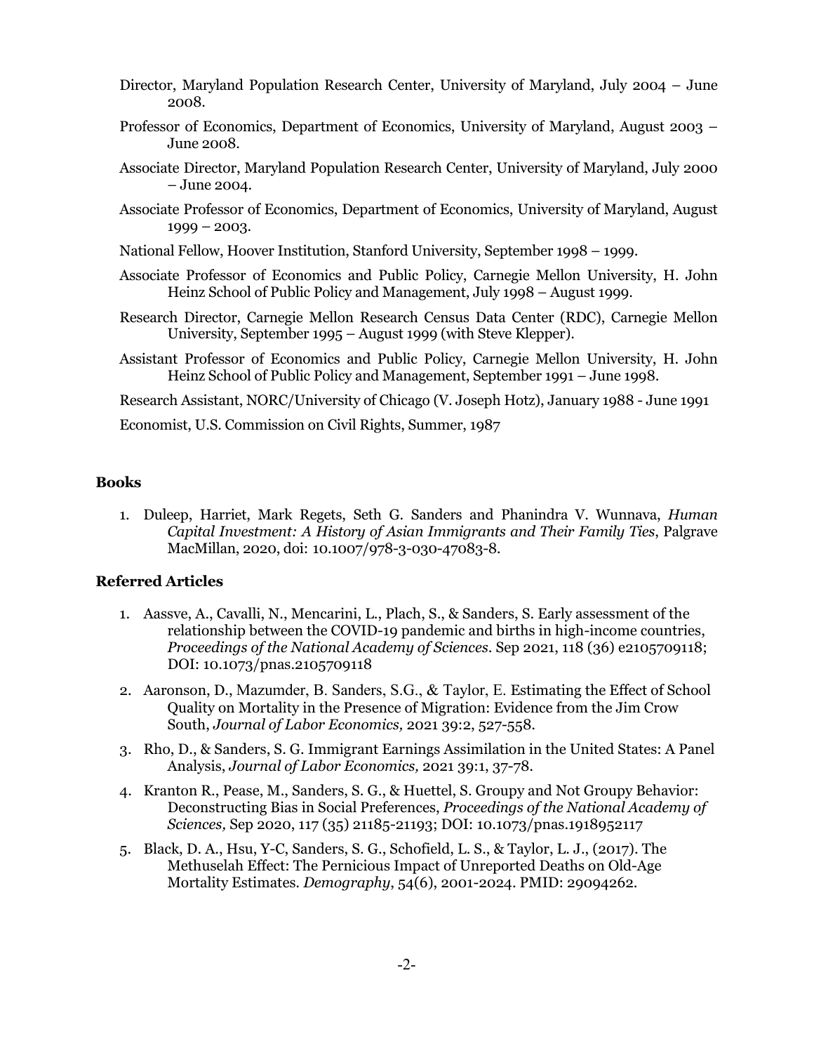Director, Maryland Population Research Center, University of Maryland, July 2004 – June 2008.

Professor of Economics, Department of Economics, University of Maryland, August 2003 – June 2008.

Associate Director, Maryland Population Research Center, University of Maryland, July 2000 – June 2004.

Associate Professor of Economics, Department of Economics, University of Maryland, August 1999 – 2003.

National Fellow, Hoover Institution, Stanford University, September 1998 – 1999.

Associate Professor of Economics and Public Policy, Carnegie Mellon University, H. John Heinz School of Public Policy and Management, July 1998 – August 1999.

Research Director, Carnegie Mellon Research Census Data Center (RDC), Carnegie Mellon University, September 1995 – August 1999 (with Steve Klepper).

Assistant Professor of Economics and Public Policy, Carnegie Mellon University, H. John Heinz School of Public Policy and Management, September 1991 – June 1998.

Research Assistant, NORC/University of Chicago (V. Joseph Hotz), January 1988 - June 1991

Economist, U.S. Commission on Civil Rights, Summer, 1987

### Books

1. Duleep, Harriet, Mark Regets, Seth G. Sanders and Phanindra V. Wunnava, *Human Capital Investment: A History of Asian Immigrants and Their Family Ties*, Palgrave MacMillan, 2020, doi: 10.1007/978-3-030-47083-8.

### Referred Articles

1. Aassve, A., Cavalli, N., Mencarini, L., Plach, S., & Sanders, S. Early assessment of the relationship between the COVID-19 pandemic and births in high-income countries, *Proceedings of the National Academy of Sciences*. Sep 2021, 118 (36) e2105709118; DOI: 10.1073/pnas.2105709118
2. Aaronson, D., Mazumder, B. Sanders, S.G., & Taylor, E. Estimating the Effect of School Quality on Mortality in the Presence of Migration: Evidence from the Jim Crow South, *Journal of Labor Economics,* 2021 39:2, 527-558.
3. Rho, D., & Sanders, S. G. Immigrant Earnings Assimilation in the United States: A Panel Analysis, *Journal of Labor Economics,* 2021 39:1, 37-78.
4. Kranton R., Pease, M., Sanders, S. G., & Huettel, S. Groupy and Not Groupy Behavior: Deconstructing Bias in Social Preferences, *Proceedings of the National Academy of Sciences,* Sep 2020, 117 (35) 21185-21193; DOI: 10.1073/pnas.1918952117
5. Black, D. A., Hsu, Y-C, Sanders, S. G., Schofield, L. S., & Taylor, L. J., (2017). The Methuselah Effect: The Pernicious Impact of Unreported Deaths on Old-Age Mortality Estimates. *Demography*, 54(6), 2001-2024. PMID: 29094262.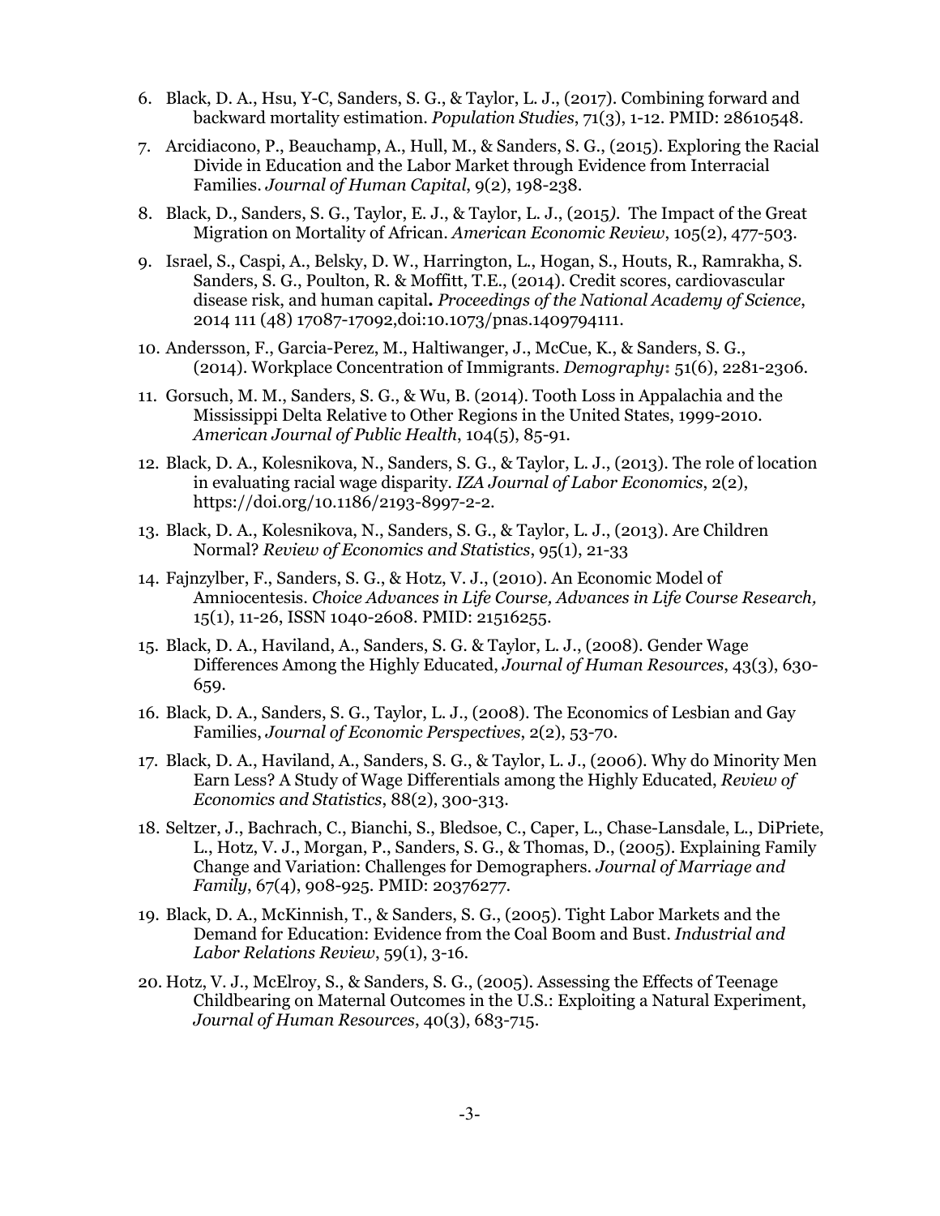6. Black, D. A., Hsu, Y-C, Sanders, S. G., & Taylor, L. J., (2017). Combining forward and backward mortality estimation. *Population Studies*, 71(3), 1-12. PMID: 28610548.

7. Arcidiacono, P., Beauchamp, A., Hull, M., & Sanders, S. G., (2015). Exploring the Racial Divide in Education and the Labor Market through Evidence from Interracial Families. *Journal of Human Capital*, 9(2), 198-238.

8. Black, D., Sanders, S. G., Taylor, E. J., & Taylor, L. J., (2015). The Impact of the Great Migration on Mortality of African. *American Economic Review*, 105(2), 477-503.

9. Israel, S., Caspi, A., Belsky, D. W., Harrington, L., Hogan, S., Houts, R., Ramrakha, S. Sanders, S. G., Poulton, R. & Moffitt, T.E., (2014). Credit scores, cardiovascular disease risk, and human capital**.** *Proceedings of the National Academy of Science*, 2014 111 (48) 17087-17092,doi:10.1073/pnas.1409794111.

10. Andersson, F., Garcia-Perez, M., Haltiwanger, J., McCue, K., & Sanders, S. G., (2014). Workplace Concentration of Immigrants. *Demography***:** 51(6), 2281-2306.

11. Gorsuch, M. M., Sanders, S. G., & Wu, B. (2014). Tooth Loss in Appalachia and the Mississippi Delta Relative to Other Regions in the United States, 1999-2010. *American Journal of Public Health*, 104(5), 85-91.

12. Black, D. A., Kolesnikova, N., Sanders, S. G., & Taylor, L. J., (2013). The role of location in evaluating racial wage disparity. *IZA Journal of Labor Economics*, 2(2), https://doi.org/10.1186/2193-8997-2-2.

13. Black, D. A., Kolesnikova, N., Sanders, S. G., & Taylor, L. J., (2013). Are Children Normal? *Review of Economics and Statistics*, 95(1), 21-33

14. Fajnzylber, F., Sanders, S. G., & Hotz, V. J., (2010). An Economic Model of Amniocentesis. *Choice Advances in Life Course, Advances in Life Course Research,* 15(1), 11-26, ISSN 1040-2608. PMID: 21516255.

15. Black, D. A., Haviland, A., Sanders, S. G. & Taylor, L. J., (2008). Gender Wage Differences Among the Highly Educated, *Journal of Human Resources*, 43(3), 630-659.

16. Black, D. A., Sanders, S. G., Taylor, L. J., (2008). The Economics of Lesbian and Gay Families, *Journal of Economic Perspectives*, 2(2), 53-70.

17. Black, D. A., Haviland, A., Sanders, S. G., & Taylor, L. J., (2006). Why do Minority Men Earn Less? A Study of Wage Differentials among the Highly Educated, *Review of Economics and Statistics*, 88(2), 300-313.

18. Seltzer, J., Bachrach, C., Bianchi, S., Bledsoe, C., Caper, L., Chase-Lansdale, L., DiPriete, L., Hotz, V. J., Morgan, P., Sanders, S. G., & Thomas, D., (2005). Explaining Family Change and Variation: Challenges for Demographers. *Journal of Marriage and Family*, 67(4), 908-925. PMID: 20376277.

19. Black, D. A., McKinnish, T., & Sanders, S. G., (2005). Tight Labor Markets and the Demand for Education: Evidence from the Coal Boom and Bust. *Industrial and Labor Relations Review*, 59(1), 3-16.

20. Hotz, V. J., McElroy, S., & Sanders, S. G., (2005). Assessing the Effects of Teenage Childbearing on Maternal Outcomes in the U.S.: Exploiting a Natural Experiment, *Journal of Human Resources*, 40(3), 683-715.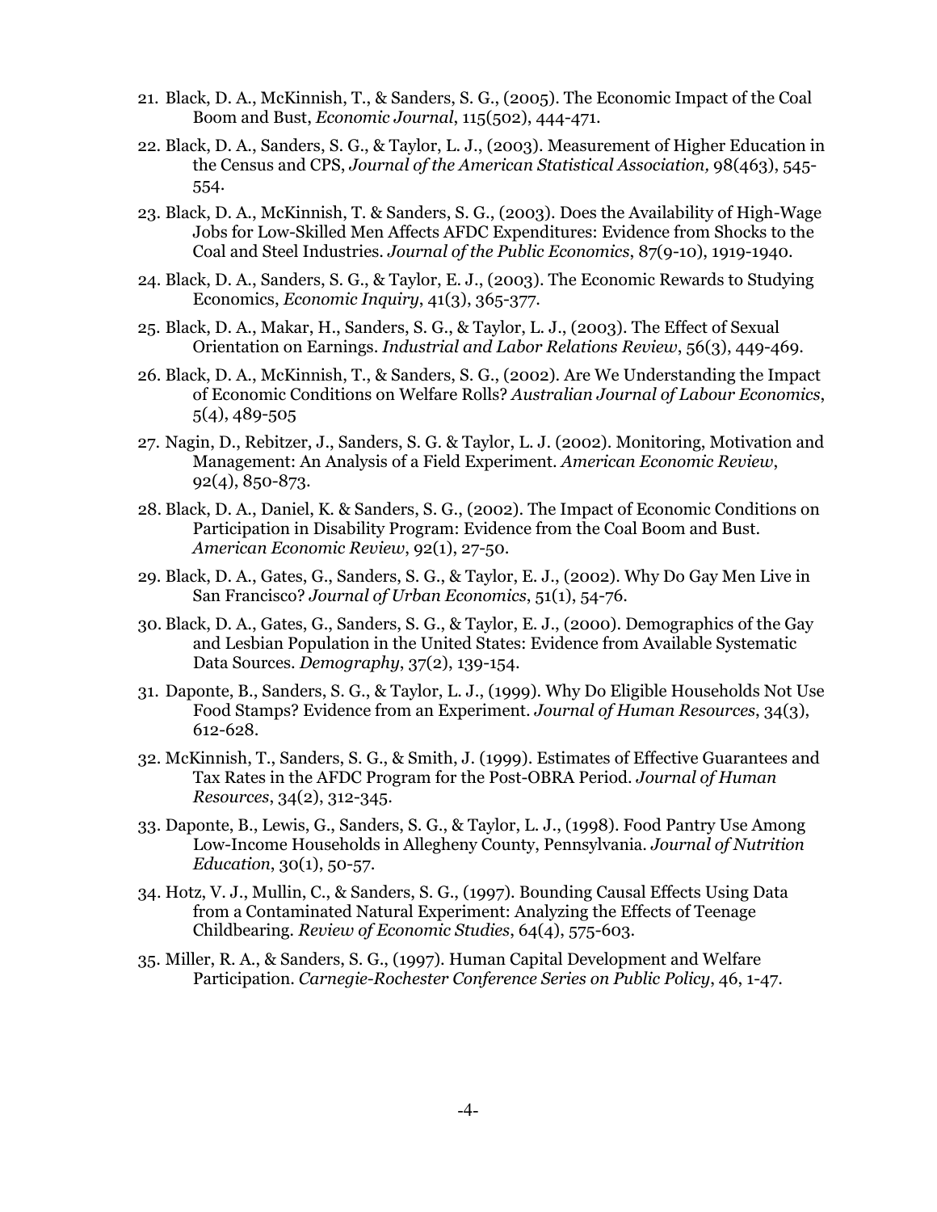21. Black, D. A., McKinnish, T., & Sanders, S. G., (2005). The Economic Impact of the Coal Boom and Bust, *Economic Journal*, 115(502), 444-471.

22. Black, D. A., Sanders, S. G., & Taylor, L. J., (2003). Measurement of Higher Education in the Census and CPS, *Journal of the American Statistical Association,* 98(463), 545-554.

23. Black, D. A., McKinnish, T. & Sanders, S. G., (2003). Does the Availability of High-Wage Jobs for Low-Skilled Men Affects AFDC Expenditures: Evidence from Shocks to the Coal and Steel Industries. *Journal of the Public Economics*, 87(9-10), 1919-1940.

24. Black, D. A., Sanders, S. G., & Taylor, E. J., (2003). The Economic Rewards to Studying Economics, *Economic Inquiry*, 41(3), 365-377.

25. Black, D. A., Makar, H., Sanders, S. G., & Taylor, L. J., (2003). The Effect of Sexual Orientation on Earnings. *Industrial and Labor Relations Review*, 56(3), 449-469.

26. Black, D. A., McKinnish, T., & Sanders, S. G., (2002). Are We Understanding the Impact of Economic Conditions on Welfare Rolls? *Australian Journal of Labour Economics*, 5(4), 489-505

27. Nagin, D., Rebitzer, J., Sanders, S. G. & Taylor, L. J. (2002). Monitoring, Motivation and Management: An Analysis of a Field Experiment. *American Economic Review*, 92(4), 850-873.

28. Black, D. A., Daniel, K. & Sanders, S. G., (2002). The Impact of Economic Conditions on Participation in Disability Program: Evidence from the Coal Boom and Bust. *American Economic Review*, 92(1), 27-50.

29. Black, D. A., Gates, G., Sanders, S. G., & Taylor, E. J., (2002). Why Do Gay Men Live in San Francisco? *Journal of Urban Economics*, 51(1), 54-76.

30. Black, D. A., Gates, G., Sanders, S. G., & Taylor, E. J., (2000). Demographics of the Gay and Lesbian Population in the United States: Evidence from Available Systematic Data Sources. *Demography*, 37(2), 139-154.

31. Daponte, B., Sanders, S. G., & Taylor, L. J., (1999). Why Do Eligible Households Not Use Food Stamps? Evidence from an Experiment. *Journal of Human Resources*, 34(3), 612-628.

32. McKinnish, T., Sanders, S. G., & Smith, J. (1999). Estimates of Effective Guarantees and Tax Rates in the AFDC Program for the Post-OBRA Period. *Journal of Human Resources*, 34(2), 312-345.

33. Daponte, B., Lewis, G., Sanders, S. G., & Taylor, L. J., (1998). Food Pantry Use Among Low-Income Households in Allegheny County, Pennsylvania. *Journal of Nutrition Education*, 30(1), 50-57.

34. Hotz, V. J., Mullin, C., & Sanders, S. G., (1997). Bounding Causal Effects Using Data from a Contaminated Natural Experiment: Analyzing the Effects of Teenage Childbearing. *Review of Economic Studies*, 64(4), 575-603.

35. Miller, R. A., & Sanders, S. G., (1997). Human Capital Development and Welfare Participation. *Carnegie-Rochester Conference Series on Public Policy*, 46, 1-47.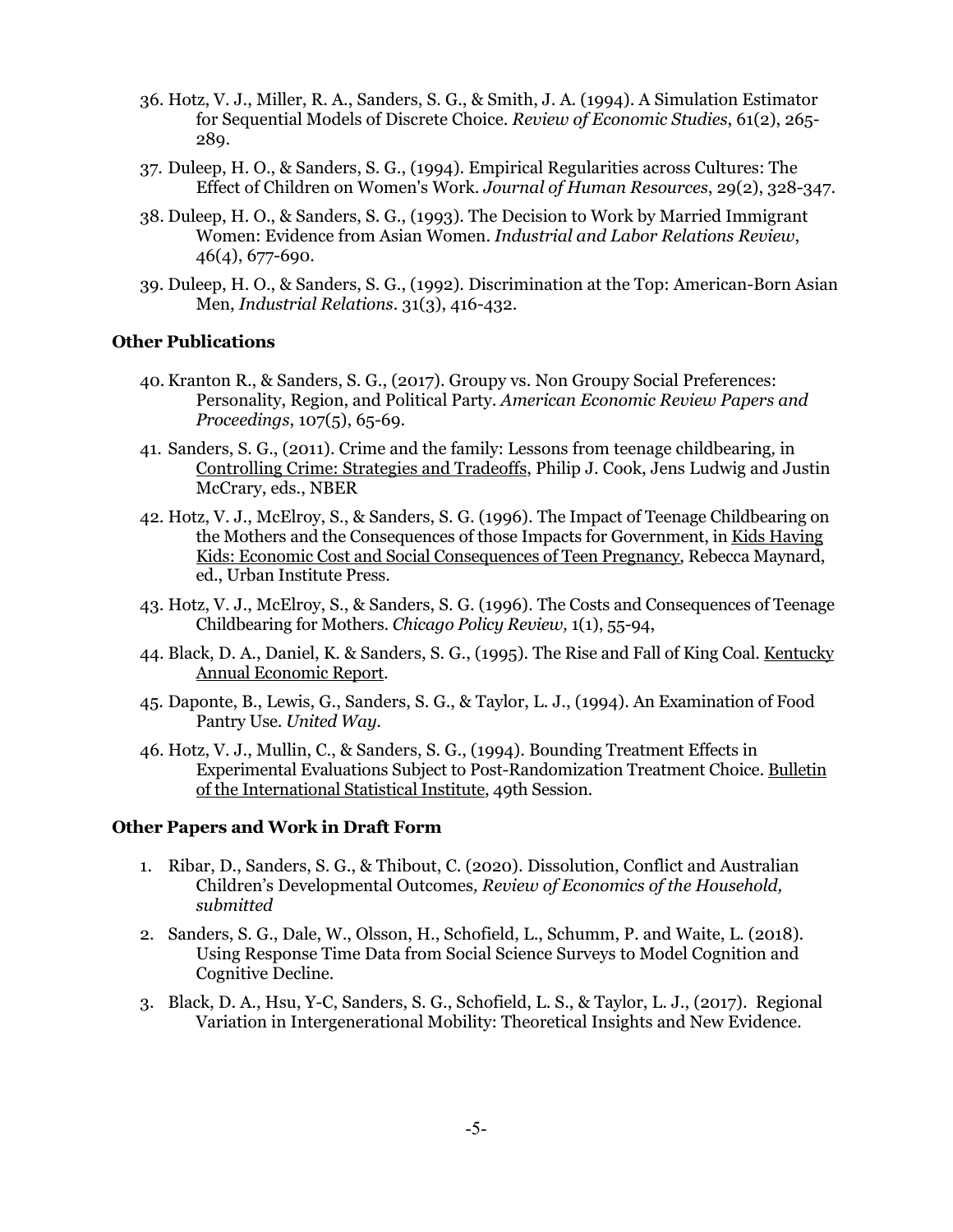36. Hotz, V. J., Miller, R. A., Sanders, S. G., & Smith, J. A. (1994). A Simulation Estimator for Sequential Models of Discrete Choice. *Review of Economic Studies*, 61(2), 265-289.
37. Duleep, H. O., & Sanders, S. G., (1994). Empirical Regularities across Cultures: The Effect of Children on Women's Work. *Journal of Human Resources*, 29(2), 328-347.
38. Duleep, H. O., & Sanders, S. G., (1993). The Decision to Work by Married Immigrant Women: Evidence from Asian Women. *Industrial and Labor Relations Review*, 46(4), 677-690.
39. Duleep, H. O., & Sanders, S. G., (1992). Discrimination at the Top: American-Born Asian Men, *Industrial Relations*. 31(3), 416-432.

### Other Publications

40. Kranton R., & Sanders, S. G., (2017). Groupy vs. Non Groupy Social Preferences: Personality, Region, and Political Party. *American Economic Review Papers and Proceedings*, 107(5), 65-69.
41. Sanders, S. G., (2011). Crime and the family: Lessons from teenage childbearing, in Controlling Crime: Strategies and Tradeoffs, Philip J. Cook, Jens Ludwig and Justin McCrary, eds., NBER
42. Hotz, V. J., McElroy, S., & Sanders, S. G. (1996). The Impact of Teenage Childbearing on the Mothers and the Consequences of those Impacts for Government, in Kids Having Kids: Economic Cost and Social Consequences of Teen Pregnancy, Rebecca Maynard, ed., Urban Institute Press.
43. Hotz, V. J., McElroy, S., & Sanders, S. G. (1996). The Costs and Consequences of Teenage Childbearing for Mothers. *Chicago Policy Review,* 1(1), 55-94,
44. Black, D. A., Daniel, K. & Sanders, S. G., (1995). The Rise and Fall of King Coal. Kentucky Annual Economic Report.
45. Daponte, B., Lewis, G., Sanders, S. G., & Taylor, L. J., (1994). An Examination of Food Pantry Use. *United Way.*
46. Hotz, V. J., Mullin, C., & Sanders, S. G., (1994). Bounding Treatment Effects in Experimental Evaluations Subject to Post-Randomization Treatment Choice. Bulletin of the International Statistical Institute, 49th Session.

### Other Papers and Work in Draft Form

1. Ribar, D., Sanders, S. G., & Thibout, C. (2020). Dissolution, Conflict and Australian Children's Developmental Outcomes*, Review of Economics of the Household, submitted*
2. Sanders, S. G., Dale, W., Olsson, H., Schofield, L., Schumm, P. and Waite, L. (2018). Using Response Time Data from Social Science Surveys to Model Cognition and Cognitive Decline.
3. Black, D. A., Hsu, Y-C, Sanders, S. G., Schofield, L. S., & Taylor, L. J., (2017). Regional Variation in Intergenerational Mobility: Theoretical Insights and New Evidence.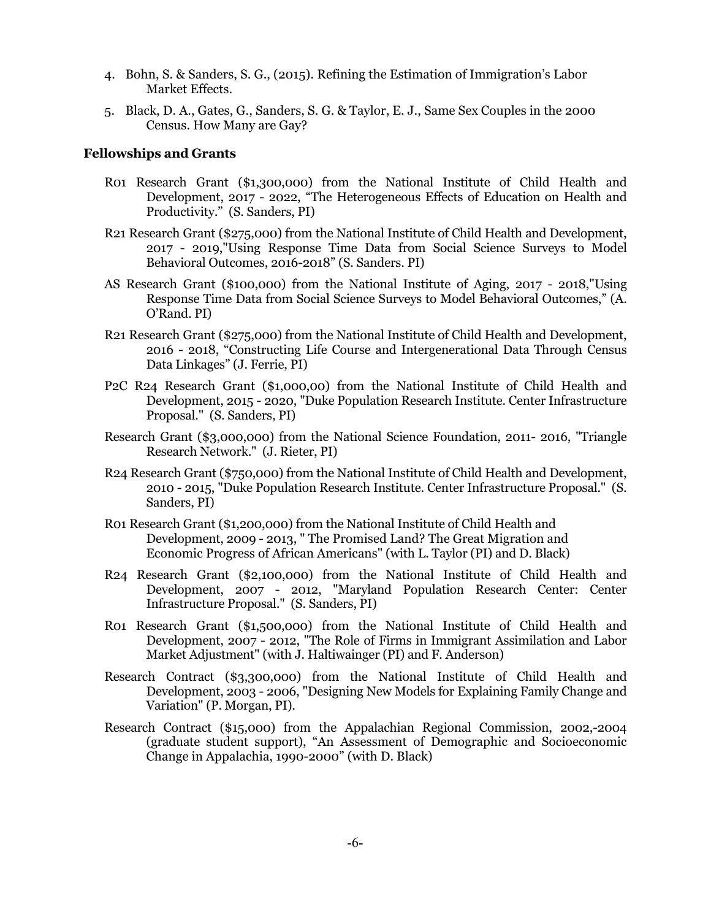4. Bohn, S. & Sanders, S. G., (2015). Refining the Estimation of Immigration's Labor Market Effects.
5. Black, D. A., Gates, G., Sanders, S. G. & Taylor, E. J., Same Sex Couples in the 2000 Census. How Many are Gay?

### Fellowships and Grants

R01 Research Grant ($1,300,000) from the National Institute of Child Health and Development, 2017 - 2022, "The Heterogeneous Effects of Education on Health and Productivity." (S. Sanders, PI)

R21 Research Grant ($275,000) from the National Institute of Child Health and Development, 2017 - 2019,"Using Response Time Data from Social Science Surveys to Model Behavioral Outcomes, 2016-2018" (S. Sanders. PI)

AS Research Grant ($100,000) from the National Institute of Aging, 2017 - 2018,"Using Response Time Data from Social Science Surveys to Model Behavioral Outcomes," (A. O'Rand. PI)

R21 Research Grant ($275,000) from the National Institute of Child Health and Development, 2016 - 2018, "Constructing Life Course and Intergenerational Data Through Census Data Linkages" (J. Ferrie, PI)

P2C R24 Research Grant ($1,000,00) from the National Institute of Child Health and Development, 2015 - 2020, "Duke Population Research Institute. Center Infrastructure Proposal." (S. Sanders, PI)

Research Grant ($3,000,000) from the National Science Foundation, 2011- 2016, "Triangle Research Network." (J. Rieter, PI)

R24 Research Grant ($750,000) from the National Institute of Child Health and Development, 2010 - 2015, "Duke Population Research Institute. Center Infrastructure Proposal." (S. Sanders, PI)

R01 Research Grant ($1,200,000) from the National Institute of Child Health and Development, 2009 - 2013, " The Promised Land? The Great Migration and Economic Progress of African Americans" (with L. Taylor (PI) and D. Black)

R24 Research Grant ($2,100,000) from the National Institute of Child Health and Development, 2007 - 2012, "Maryland Population Research Center: Center Infrastructure Proposal." (S. Sanders, PI)

R01 Research Grant ($1,500,000) from the National Institute of Child Health and Development, 2007 - 2012, "The Role of Firms in Immigrant Assimilation and Labor Market Adjustment" (with J. Haltiwainger (PI) and F. Anderson)

Research Contract ($3,300,000) from the National Institute of Child Health and Development, 2003 - 2006, "Designing New Models for Explaining Family Change and Variation" (P. Morgan, PI).

Research Contract ($15,000) from the Appalachian Regional Commission, 2002,-2004 (graduate student support), "An Assessment of Demographic and Socioeconomic Change in Appalachia, 1990-2000" (with D. Black)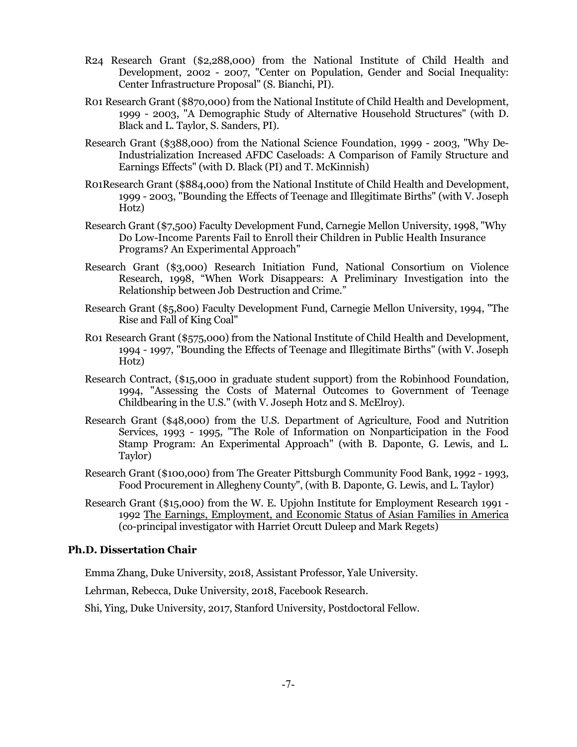R24 Research Grant ($2,288,000) from the National Institute of Child Health and Development, 2002 - 2007, "Center on Population, Gender and Social Inequality: Center Infrastructure Proposal" (S. Bianchi, PI).

R01 Research Grant ($870,000) from the National Institute of Child Health and Development, 1999 - 2003, "A Demographic Study of Alternative Household Structures" (with D. Black and L. Taylor, S. Sanders, PI).

Research Grant ($388,000) from the National Science Foundation, 1999 - 2003, "Why De-Industrialization Increased AFDC Caseloads: A Comparison of Family Structure and Earnings Effects" (with D. Black (PI) and T. McKinnish)

R01Research Grant ($884,000) from the National Institute of Child Health and Development, 1999 - 2003, "Bounding the Effects of Teenage and Illegitimate Births" (with V. Joseph Hotz)

Research Grant ($7,500) Faculty Development Fund, Carnegie Mellon University, 1998, "Why Do Low-Income Parents Fail to Enroll their Children in Public Health Insurance Programs? An Experimental Approach"

Research Grant ($3,000) Research Initiation Fund, National Consortium on Violence Research, 1998, "When Work Disappears: A Preliminary Investigation into the Relationship between Job Destruction and Crime."

Research Grant ($5,800) Faculty Development Fund, Carnegie Mellon University, 1994, "The Rise and Fall of King Coal"

R01 Research Grant ($575,000) from the National Institute of Child Health and Development, 1994 - 1997, "Bounding the Effects of Teenage and Illegitimate Births" (with V. Joseph Hotz)

Research Contract, ($15,000 in graduate student support) from the Robinhood Foundation, 1994, "Assessing the Costs of Maternal Outcomes to Government of Teenage Childbearing in the U.S." (with V. Joseph Hotz and S. McElroy).

Research Grant ($48,000) from the U.S. Department of Agriculture, Food and Nutrition Services, 1993 - 1995, "The Role of Information on Nonparticipation in the Food Stamp Program: An Experimental Approach" (with B. Daponte, G. Lewis, and L. Taylor)

Research Grant ($100,000) from The Greater Pittsburgh Community Food Bank, 1992 - 1993, Food Procurement in Allegheny County", (with B. Daponte, G. Lewis, and L. Taylor)

Research Grant ($15,000) from the W. E. Upjohn Institute for Employment Research 1991 - 1992 The Earnings, Employment, and Economic Status of Asian Families in America (co-principal investigator with Harriet Orcutt Duleep and Mark Regets)

**Ph.D. Dissertation Chair**

Emma Zhang, Duke University, 2018, Assistant Professor, Yale University.

Lehrman, Rebecca, Duke University, 2018, Facebook Research.

Shi, Ying, Duke University, 2017, Stanford University, Postdoctoral Fellow.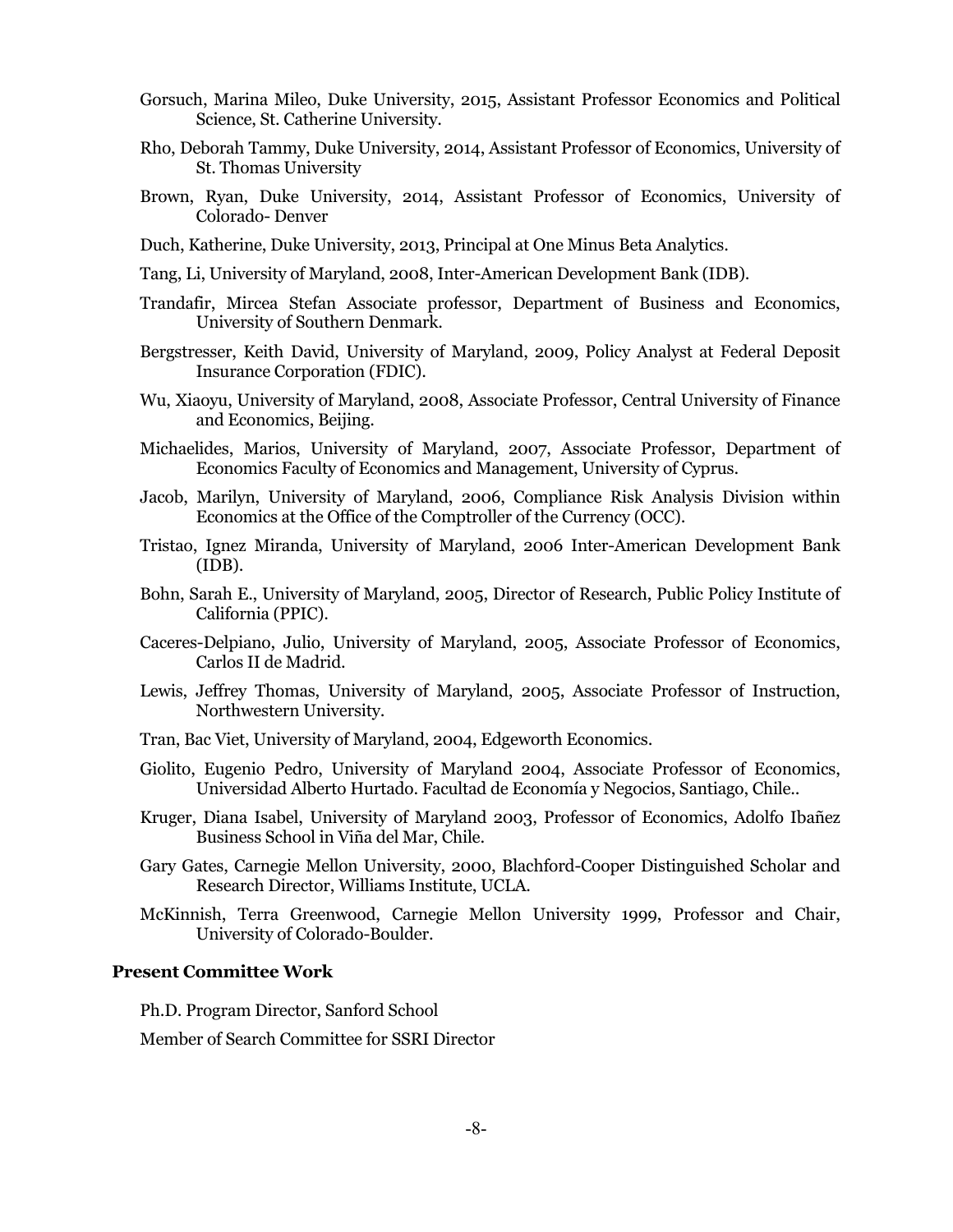Gorsuch, Marina Mileo, Duke University, 2015, Assistant Professor Economics and Political Science, St. Catherine University.

Rho, Deborah Tammy, Duke University, 2014, Assistant Professor of Economics, University of St. Thomas University

Brown, Ryan, Duke University, 2014, Assistant Professor of Economics, University of Colorado- Denver

Duch, Katherine, Duke University, 2013, Principal at One Minus Beta Analytics.

Tang, Li, University of Maryland, 2008, Inter-American Development Bank (IDB).

Trandafir, Mircea Stefan Associate professor, Department of Business and Economics, University of Southern Denmark.

Bergstresser, Keith David, University of Maryland, 2009, Policy Analyst at Federal Deposit Insurance Corporation (FDIC).

Wu, Xiaoyu, University of Maryland, 2008, Associate Professor, Central University of Finance and Economics, Beijing.

Michaelides, Marios, University of Maryland, 2007, Associate Professor, Department of Economics Faculty of Economics and Management, University of Cyprus.

Jacob, Marilyn, University of Maryland, 2006, Compliance Risk Analysis Division within Economics at the Office of the Comptroller of the Currency (OCC).

Tristao, Ignez Miranda, University of Maryland, 2006 Inter-American Development Bank (IDB).

Bohn, Sarah E., University of Maryland, 2005, Director of Research, Public Policy Institute of California (PPIC).

Caceres-Delpiano, Julio, University of Maryland, 2005, Associate Professor of Economics, Carlos II de Madrid.

Lewis, Jeffrey Thomas, University of Maryland, 2005, Associate Professor of Instruction, Northwestern University.

Tran, Bac Viet, University of Maryland, 2004, Edgeworth Economics.

Giolito, Eugenio Pedro, University of Maryland 2004, Associate Professor of Economics, Universidad Alberto Hurtado. Facultad de Economía y Negocios, Santiago, Chile..

Kruger, Diana Isabel, University of Maryland 2003, Professor of Economics, Adolfo Ibañez Business School in Viña del Mar, Chile.

Gary Gates, Carnegie Mellon University, 2000, Blachford-Cooper Distinguished Scholar and Research Director, Williams Institute, UCLA.

McKinnish, Terra Greenwood, Carnegie Mellon University 1999, Professor and Chair, University of Colorado-Boulder.

**Present Committee Work**

Ph.D. Program Director, Sanford School

Member of Search Committee for SSRI Director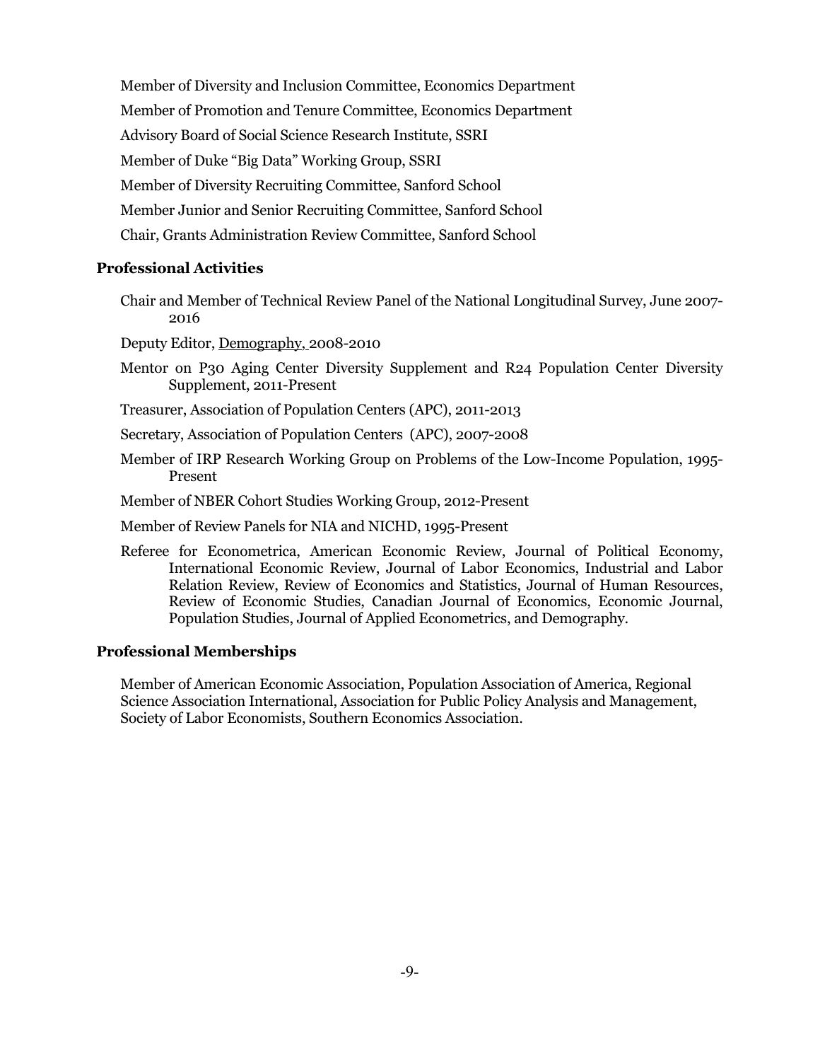Member of Diversity and Inclusion Committee, Economics Department

Member of Promotion and Tenure Committee, Economics Department

Advisory Board of Social Science Research Institute, SSRI

Member of Duke "Big Data" Working Group, SSRI

Member of Diversity Recruiting Committee, Sanford School

Member Junior and Senior Recruiting Committee, Sanford School

Chair, Grants Administration Review Committee, Sanford School

### Professional Activities

Chair and Member of Technical Review Panel of the National Longitudinal Survey, June 2007-2016

Deputy Editor, Demography, 2008-2010

Mentor on P30 Aging Center Diversity Supplement and R24 Population Center Diversity Supplement, 2011-Present

Treasurer, Association of Population Centers (APC), 2011-2013

Secretary, Association of Population Centers (APC), 2007-2008

Member of IRP Research Working Group on Problems of the Low-Income Population, 1995-Present

Member of NBER Cohort Studies Working Group, 2012-Present

Member of Review Panels for NIA and NICHD, 1995-Present

Referee for Econometrica, American Economic Review, Journal of Political Economy, International Economic Review, Journal of Labor Economics, Industrial and Labor Relation Review, Review of Economics and Statistics, Journal of Human Resources, Review of Economic Studies, Canadian Journal of Economics, Economic Journal, Population Studies, Journal of Applied Econometrics, and Demography.

### Professional Memberships

Member of American Economic Association, Population Association of America, Regional Science Association International, Association for Public Policy Analysis and Management, Society of Labor Economists, Southern Economics Association.